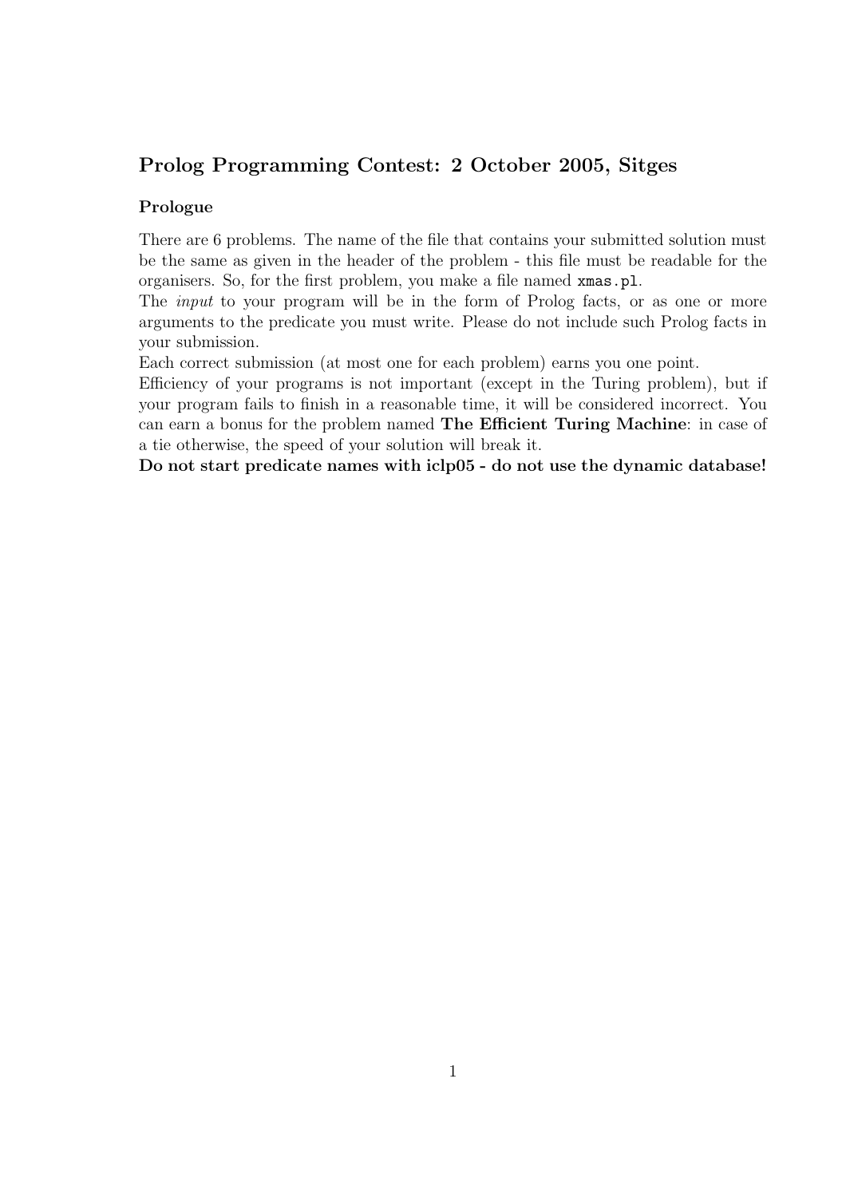## Prolog Programming Contest: 2 October 2005, Sitges

### Prologue

There are 6 problems. The name of the file that contains your submitted solution must be the same as given in the header of the problem - this file must be readable for the organisers. So, for the first problem, you make a file named `xmas.pl`.

The *input* to your program will be in the form of Prolog facts, or as one or more arguments to the predicate you must write. Please do not include such Prolog facts in your submission.

Each correct submission (at most one for each problem) earns you one point.

Efficiency of your programs is not important (except in the Turing problem), but if your program fails to finish in a reasonable time, it will be considered incorrect. You can earn a bonus for the problem named **The Efficient Turing Machine**: in case of a tie otherwise, the speed of your solution will break it.

**Do not start predicate names with iclp05 - do not use the dynamic database!**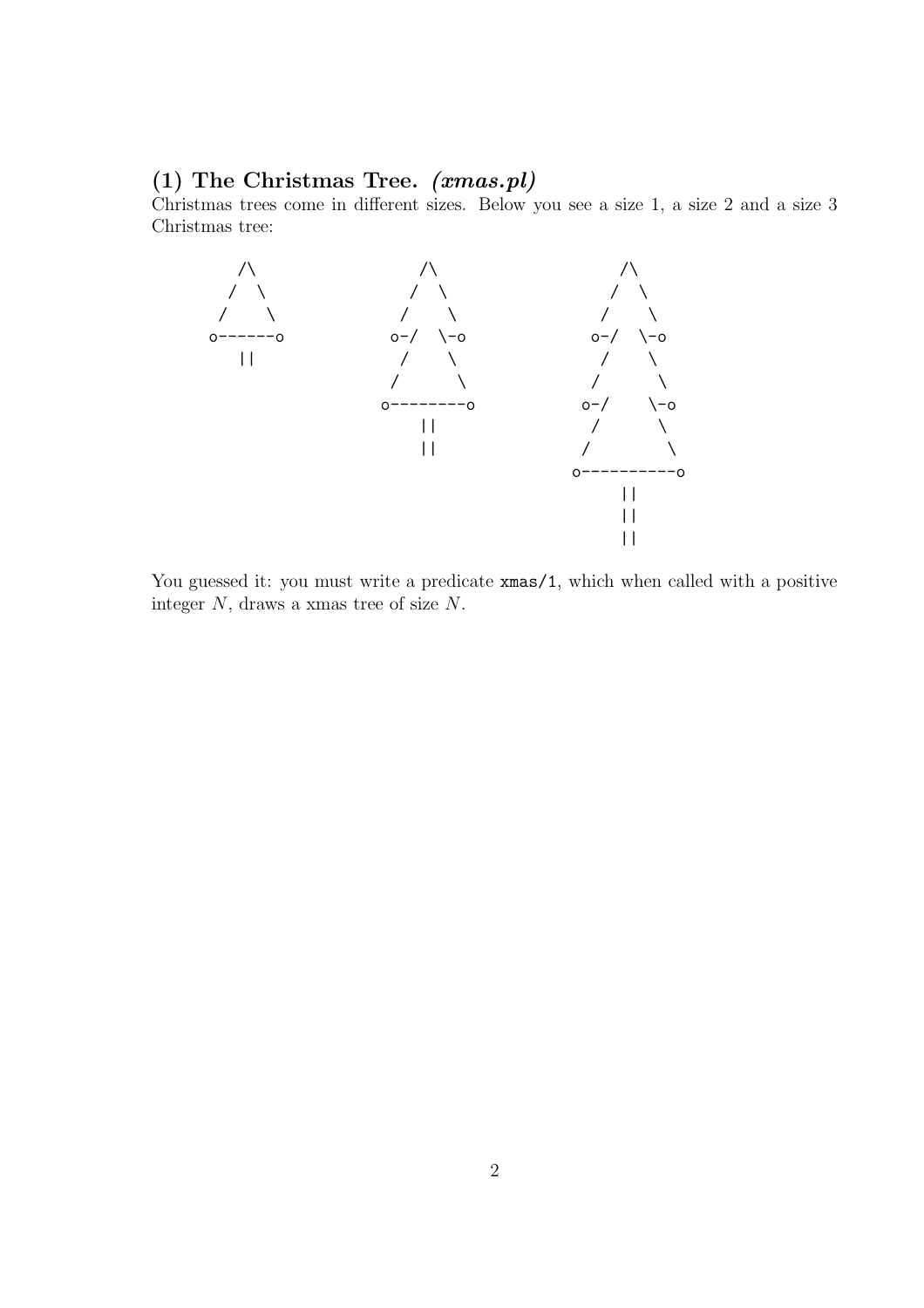## (1) The Christmas Tree. *(xmas.pl)*

Christmas trees come in different sizes. Below you see a size 1, a size 2 and a size 3 Christmas tree:

```
   /\
  /  \
 /    \
o------o
   ||
```

```
    /\
   /  \
  /    \
 o-/  \-o
  /    \
 /      \
o--------o
    ||
    ||
```

```
     /\
    /  \
   /    \
  o-/  \-o
   /    \
  /      \
 o-/    \-o
  /      \
 /        \
o----------o
     ||
     ||
     ||
```

You guessed it: you must write a predicate `xmas/1`, which when called with a positive integer $N$, draws a xmas tree of size $N$.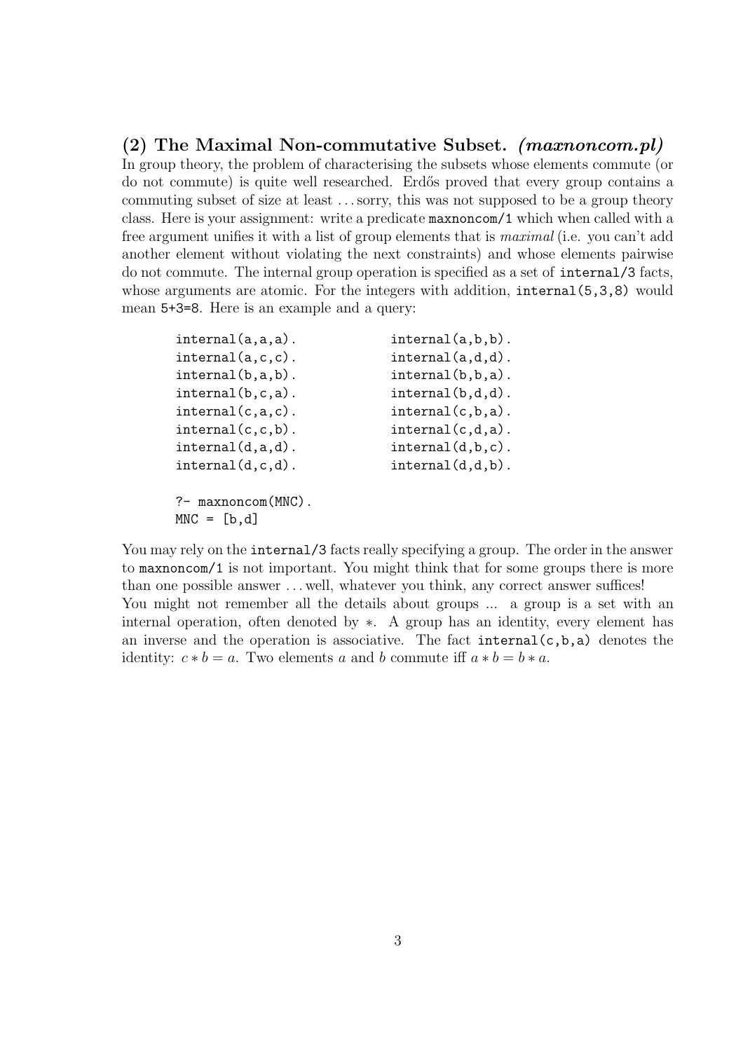### (2) The Maximal Non-commutative Subset. *(maxnoncom.pl)*

In group theory, the problem of characterising the subsets whose elements commute (or do not commute) is quite well researched. Erdős proved that every group contains a commuting subset of size at least . . . sorry, this was not supposed to be a group theory class. Here is your assignment: write a predicate `maxnoncom/1` which when called with a free argument unifies it with a list of group elements that is *maximal* (i.e. you can't add another element without violating the next constraints) and whose elements pairwise do not commute. The internal group operation is specified as a set of `internal/3` facts, whose arguments are atomic. For the integers with addition, `internal(5,3,8)` would mean `5+3=8`. Here is an example and a query:

```
internal(a,a,a).            internal(a,b,b).
internal(a,c,c).            internal(a,d,d).
internal(b,a,b).            internal(b,b,a).
internal(b,c,a).            internal(b,d,d).
internal(c,a,c).            internal(c,b,a).
internal(c,c,b).            internal(c,d,a).
internal(d,a,d).            internal(d,b,c).
internal(d,c,d).            internal(d,d,b).

?- maxnoncom(MNC).
MNC = [b,d]
```

You may rely on the `internal/3` facts really specifying a group. The order in the answer to `maxnoncom/1` is not important. You might think that for some groups there is more than one possible answer . . . well, whatever you think, any correct answer suffices!

You might not remember all the details about groups ... a group is a set with an internal operation, often denoted by $*$. A group has an identity, every element has an inverse and the operation is associative. The fact `internal(c,b,a)` denotes the identity: $c * b = a$. Two elements $a$ and $b$ commute iff $a * b = b * a$.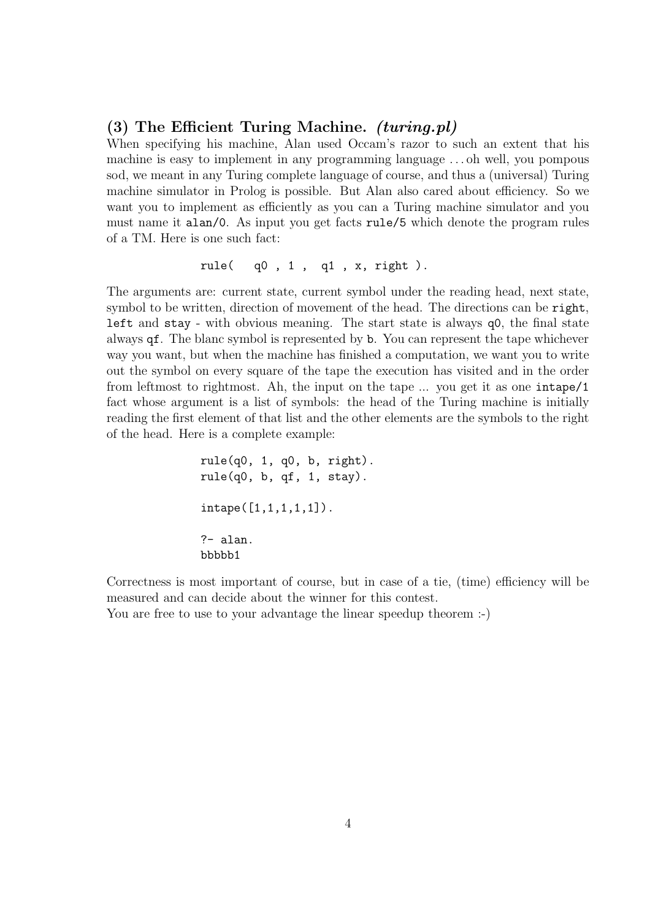### (3) The Efficient Turing Machine. *(turing.pl)*

When specifying his machine, Alan used Occam's razor to such an extent that his machine is easy to implement in any programming language . . . oh well, you pompous sod, we meant in any Turing complete language of course, and thus a (universal) Turing machine simulator in Prolog is possible. But Alan also cared about efficiency. So we want you to implement as efficiently as you can a Turing machine simulator and you must name it `alan/0`. As input you get facts `rule/5` which denote the program rules of a TM. Here is one such fact:

```
rule(   q0 , 1 ,  q1 , x, right ).
```

The arguments are: current state, current symbol under the reading head, next state, symbol to be written, direction of movement of the head. The directions can be `right`, `left` and `stay` - with obvious meaning. The start state is always `q0`, the final state always `qf`. The blanc symbol is represented by `b`. You can represent the tape whichever way you want, but when the machine has finished a computation, we want you to write out the symbol on every square of the tape the execution has visited and in the order from leftmost to rightmost. Ah, the input on the tape ... you get it as one `intape/1` fact whose argument is a list of symbols: the head of the Turing machine is initially reading the first element of that list and the other elements are the symbols to the right of the head. Here is a complete example:

```
rule(q0, 1, q0, b, right).
rule(q0, b, qf, 1, stay).

intape([1,1,1,1,1]).

?- alan.
bbbbb1
```

Correctness is most important of course, but in case of a tie, (time) efficiency will be measured and can decide about the winner for this contest.

You are free to use to your advantage the linear speedup theorem :-)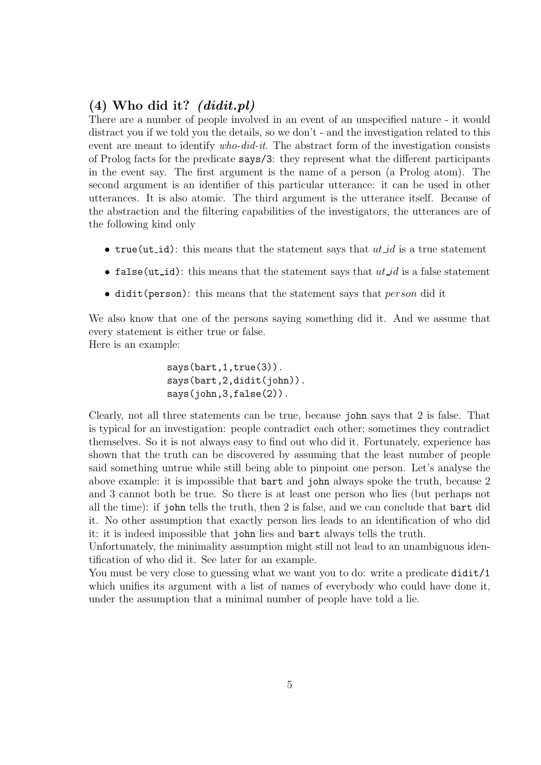## (4) Who did it? *(didit.pl)*

There are a number of people involved in an event of an unspecified nature - it would distract you if we told you the details, so we don't - and the investigation related to this event are meant to identify *who-did-it*. The abstract form of the investigation consists of Prolog facts for the predicate `says/3`: they represent what the different participants in the event say. The first argument is the name of a person (a Prolog atom). The second argument is an identifier of this particular utterance: it can be used in other utterances. It is also atomic. The third argument is the utterance itself. Because of the abstraction and the filtering capabilities of the investigators, the utterances are of the following kind only

- `true(ut_id)`: this means that the statement says that *ut_id* is a true statement
- `false(ut_id)`: this means that the statement says that *ut_id* is a false statement
- `didit(person)`: this means that the statement says that *person* did it

We also know that one of the persons saying something did it. And we assume that every statement is either true or false.
Here is an example:

```
says(bart,1,true(3)).
says(bart,2,didit(john)).
says(john,3,false(2)).
```

Clearly, not all three statements can be true, because `john` says that 2 is false. That is typical for an investigation: people contradict each other; sometimes they contradict themselves. So it is not always easy to find out who did it. Fortunately, experience has shown that the truth can be discovered by assuming that the least number of people said something untrue while still being able to pinpoint one person. Let's analyse the above example: it is impossible that `bart` and `john` always spoke the truth, because 2 and 3 cannot both be true. So there is at least one person who lies (but perhaps not all the time): if `john` tells the truth, then 2 is false, and we can conclude that `bart` did it. No other assumption that exactly person lies leads to an identification of who did it: it is indeed impossible that `john` lies and `bart` always tells the truth.
Unfortunately, the minimality assumption might still not lead to an unambiguous identification of who did it. See later for an example.
You must be very close to guessing what we want you to do: write a predicate `didit/1` which unifies its argument with a list of names of everybody who could have done it, under the assumption that a minimal number of people have told a lie.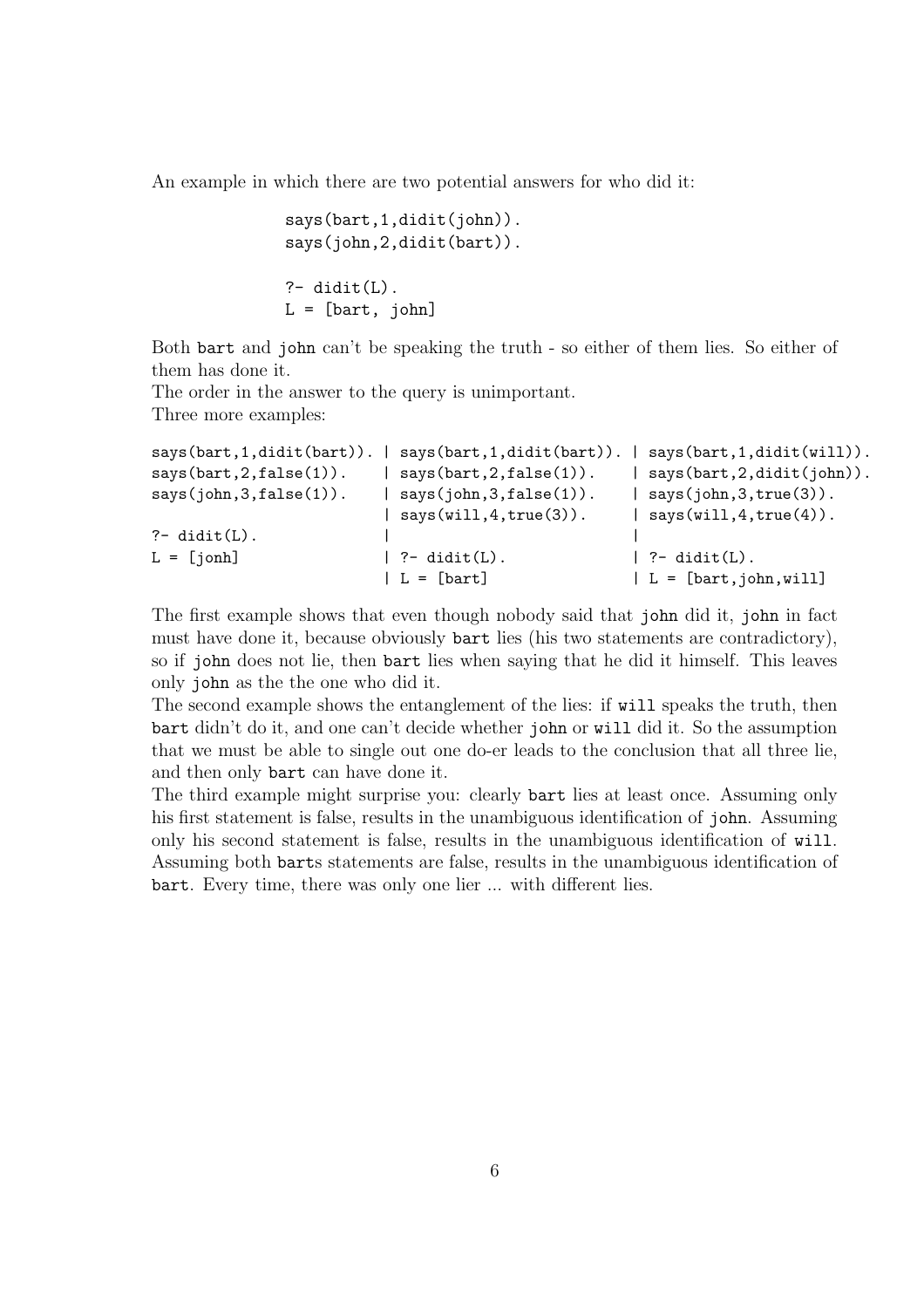An example in which there are two potential answers for who did it:

```
says(bart,1,didit(john)).
says(john,2,didit(bart)).

?- didit(L).
L = [bart, john]
```

Both bart and john can't be speaking the truth - so either of them lies. So either of them has done it.
The order in the answer to the query is unimportant.
Three more examples:

```
says(bart,1,didit(bart)). | says(bart,1,didit(bart)). | says(bart,1,didit(will)).
says(bart,2,false(1)).    | says(bart,2,false(1)).    | says(bart,2,didit(john)).
says(john,3,false(1)).    | says(john,3,false(1)).    | says(john,3,true(3)).
                          | says(will,4,true(3)).     | says(will,4,true(4)).
?- didit(L).              |                           |
L = [jonh]                | ?- didit(L).              | ?- didit(L).
                          | L = [bart]                | L = [bart,john,will]
```

The first example shows that even though nobody said that john did it, john in fact must have done it, because obviously bart lies (his two statements are contradictory), so if john does not lie, then bart lies when saying that he did it himself. This leaves only john as the the one who did it.
The second example shows the entanglement of the lies: if will speaks the truth, then bart didn't do it, and one can't decide whether john or will did it. So the assumption that we must be able to single out one do-er leads to the conclusion that all three lie, and then only bart can have done it.
The third example might surprise you: clearly bart lies at least once. Assuming only his first statement is false, results in the unambiguous identification of john. Assuming only his second statement is false, results in the unambiguous identification of will. Assuming both barts statements are false, results in the unambiguous identification of bart. Every time, there was only one lier ... with different lies.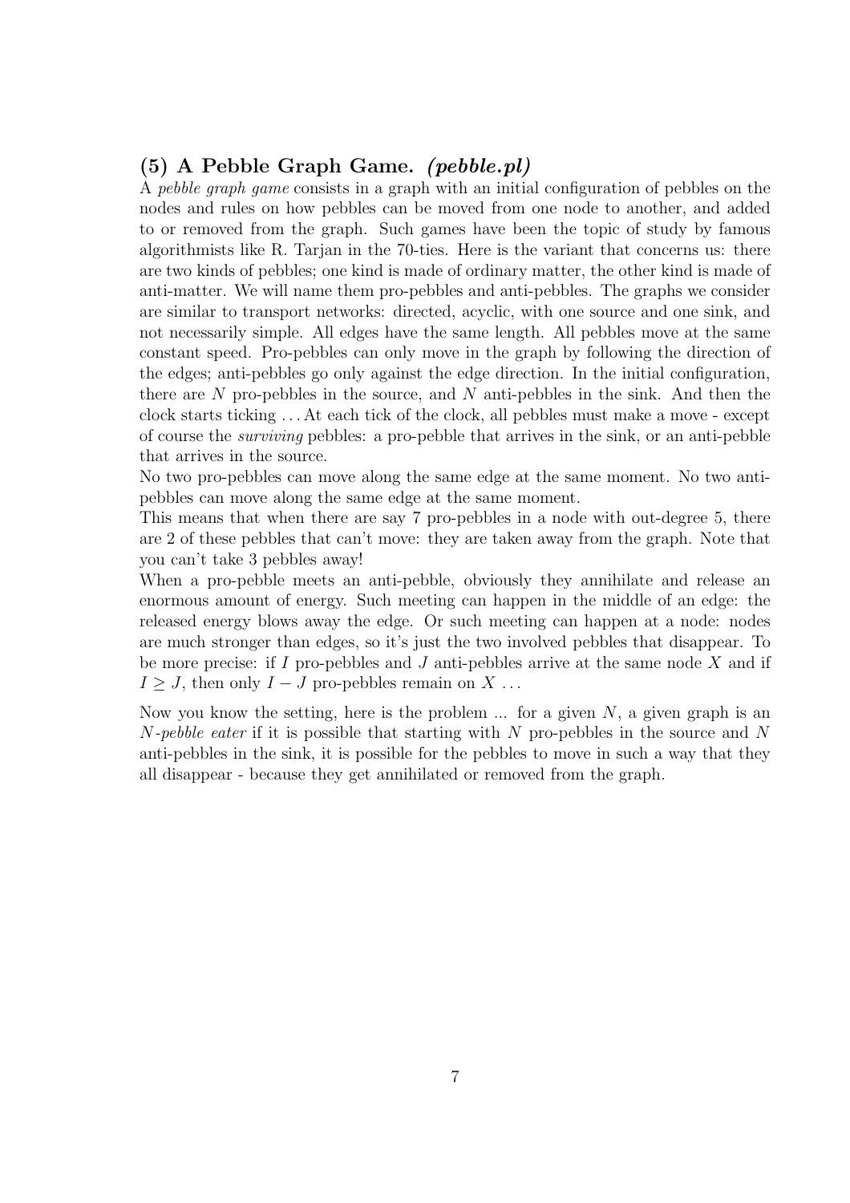## (5) A Pebble Graph Game. *(pebble.pl)*

A *pebble graph game* consists in a graph with an initial configuration of pebbles on the nodes and rules on how pebbles can be moved from one node to another, and added to or removed from the graph. Such games have been the topic of study by famous algorithmists like R. Tarjan in the 70-ties. Here is the variant that concerns us: there are two kinds of pebbles; one kind is made of ordinary matter, the other kind is made of anti-matter. We will name them pro-pebbles and anti-pebbles. The graphs we consider are similar to transport networks: directed, acyclic, with one source and one sink, and not necessarily simple. All edges have the same length. All pebbles move at the same constant speed. Pro-pebbles can only move in the graph by following the direction of the edges; anti-pebbles go only against the edge direction. In the initial configuration, there are $N$ pro-pebbles in the source, and $N$ anti-pebbles in the sink. And then the clock starts ticking ... At each tick of the clock, all pebbles must make a move - except of course the *surviving* pebbles: a pro-pebble that arrives in the sink, or an anti-pebble that arrives in the source.

No two pro-pebbles can move along the same edge at the same moment. No two anti-pebbles can move along the same edge at the same moment.

This means that when there are say 7 pro-pebbles in a node with out-degree 5, there are 2 of these pebbles that can't move: they are taken away from the graph. Note that you can't take 3 pebbles away!

When a pro-pebble meets an anti-pebble, obviously they annihilate and release an enormous amount of energy. Such meeting can happen in the middle of an edge: the released energy blows away the edge. Or such meeting can happen at a node: nodes are much stronger than edges, so it's just the two involved pebbles that disappear. To be more precise: if $I$ pro-pebbles and $J$ anti-pebbles arrive at the same node $X$ and if $I \geq J$, then only $I - J$ pro-pebbles remain on $X$ ...

Now you know the setting, here is the problem ... for a given $N$, a given graph is an $N$*-pebble eater* if it is possible that starting with $N$ pro-pebbles in the source and $N$ anti-pebbles in the sink, it is possible for the pebbles to move in such a way that they all disappear - because they get annihilated or removed from the graph.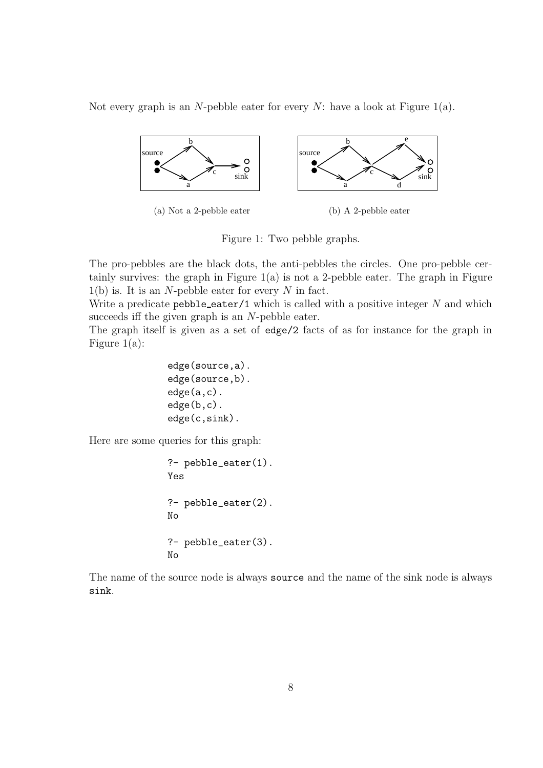Not every graph is an $N$-pebble eater for every $N$: have a look at Figure 1(a).

(a) Not a 2-pebble eater

(b) A 2-pebble eater

Figure 1: Two pebble graphs.

The pro-pebbles are the black dots, the anti-pebbles the circles. One pro-pebble certainly survives: the graph in Figure 1(a) is not a 2-pebble eater. The graph in Figure 1(b) is. It is an $N$-pebble eater for every $N$ in fact.

Write a predicate `pebble_eater/1` which is called with a positive integer $N$ and which succeeds iff the given graph is an $N$-pebble eater.

The graph itself is given as a set of `edge/2` facts of as for instance for the graph in Figure 1(a):

```
edge(source,a).
edge(source,b).
edge(a,c).
edge(b,c).
edge(c,sink).
```

Here are some queries for this graph:

```
?- pebble_eater(1).
Yes

?- pebble_eater(2).
No

?- pebble_eater(3).
No
```

The name of the source node is always `source` and the name of the sink node is always `sink`.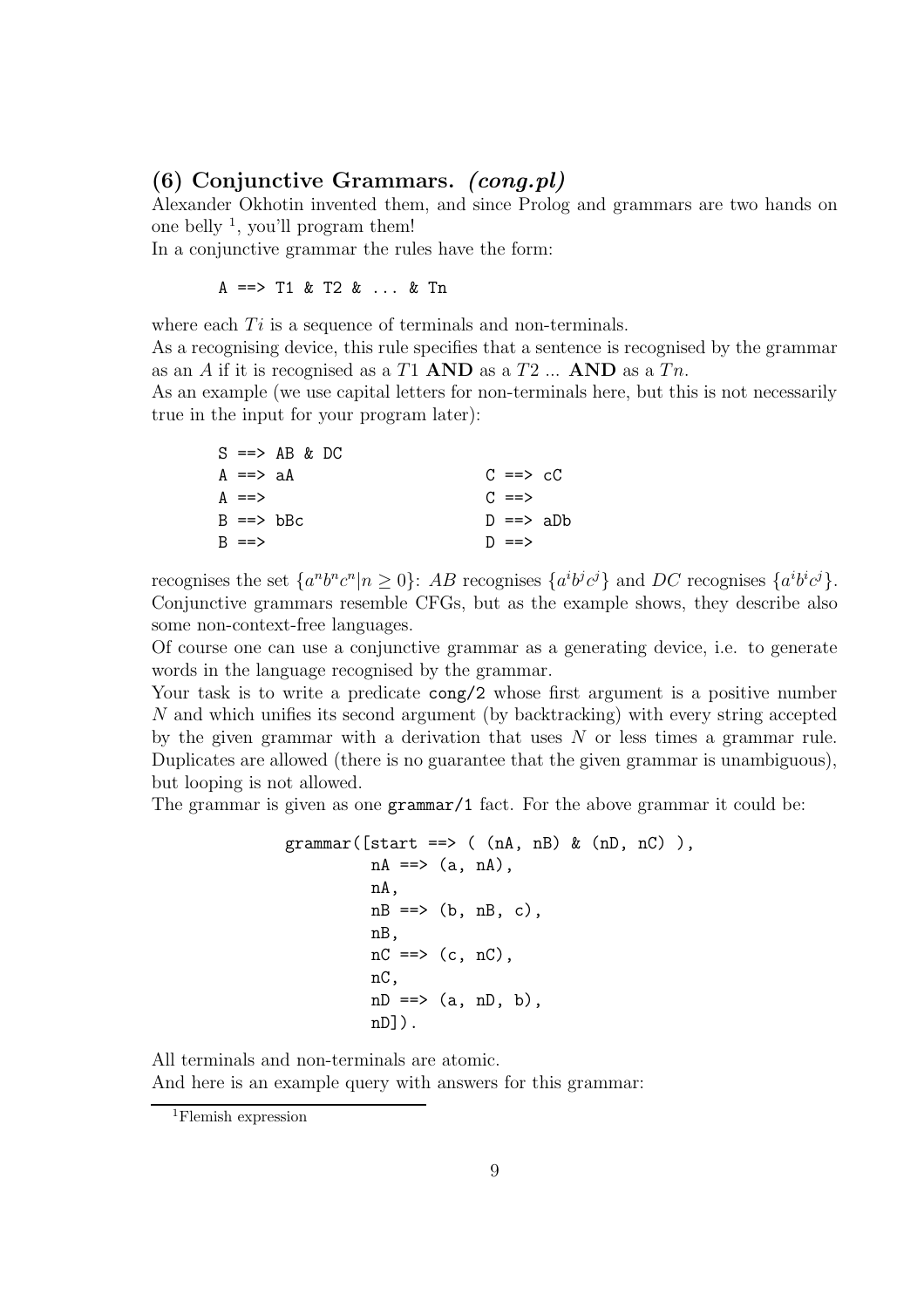## (6) Conjunctive Grammars. *(cong.pl)*

Alexander Okhotin invented them, and since Prolog and grammars are two hands on one belly [1], you'll program them!

In a conjunctive grammar the rules have the form:

```
A ==> T1 & T2 & ... & Tn
```

where each $Ti$ is a sequence of terminals and non-terminals.

As a recognising device, this rule specifies that a sentence is recognised by the grammar as an $A$ if it is recognised as a $T1$ **AND** as a $T2$ ... **AND** as a $Tn$.

As an example (we use capital letters for non-terminals here, but this is not necessarily true in the input for your program later):

```
S ==> AB & DC
A ==> aA                    C ==> cC
A ==>                       C ==>
B ==> bBc                   D ==> aDb
B ==>                       D ==>
```

recognises the set $\{a^n b^n c^n | n \geq 0\}$: $AB$ recognises $\{a^i b^j c^j\}$ and $DC$ recognises $\{a^i b^i c^j\}$.

Conjunctive grammars resemble CFGs, but as the example shows, they describe also some non-context-free languages.

Of course one can use a conjunctive grammar as a generating device, i.e. to generate words in the language recognised by the grammar.

Your task is to write a predicate `cong/2` whose first argument is a positive number $N$ and which unifies its second argument (by backtracking) with every string accepted by the given grammar with a derivation that uses $N$ or less times a grammar rule. Duplicates are allowed (there is no guarantee that the given grammar is unambiguous), but looping is not allowed.

The grammar is given as one `grammar/1` fact. For the above grammar it could be:

```
grammar([start ==> ( (nA, nB) & (nD, nC) ),
         nA ==> (a, nA),
         nA,
         nB ==> (b, nB, c),
         nB,
         nC ==> (c, nC),
         nC,
         nD ==> (a, nD, b),
         nD]).
```

All terminals and non-terminals are atomic.

And here is an example query with answers for this grammar:

[1] Flemish expression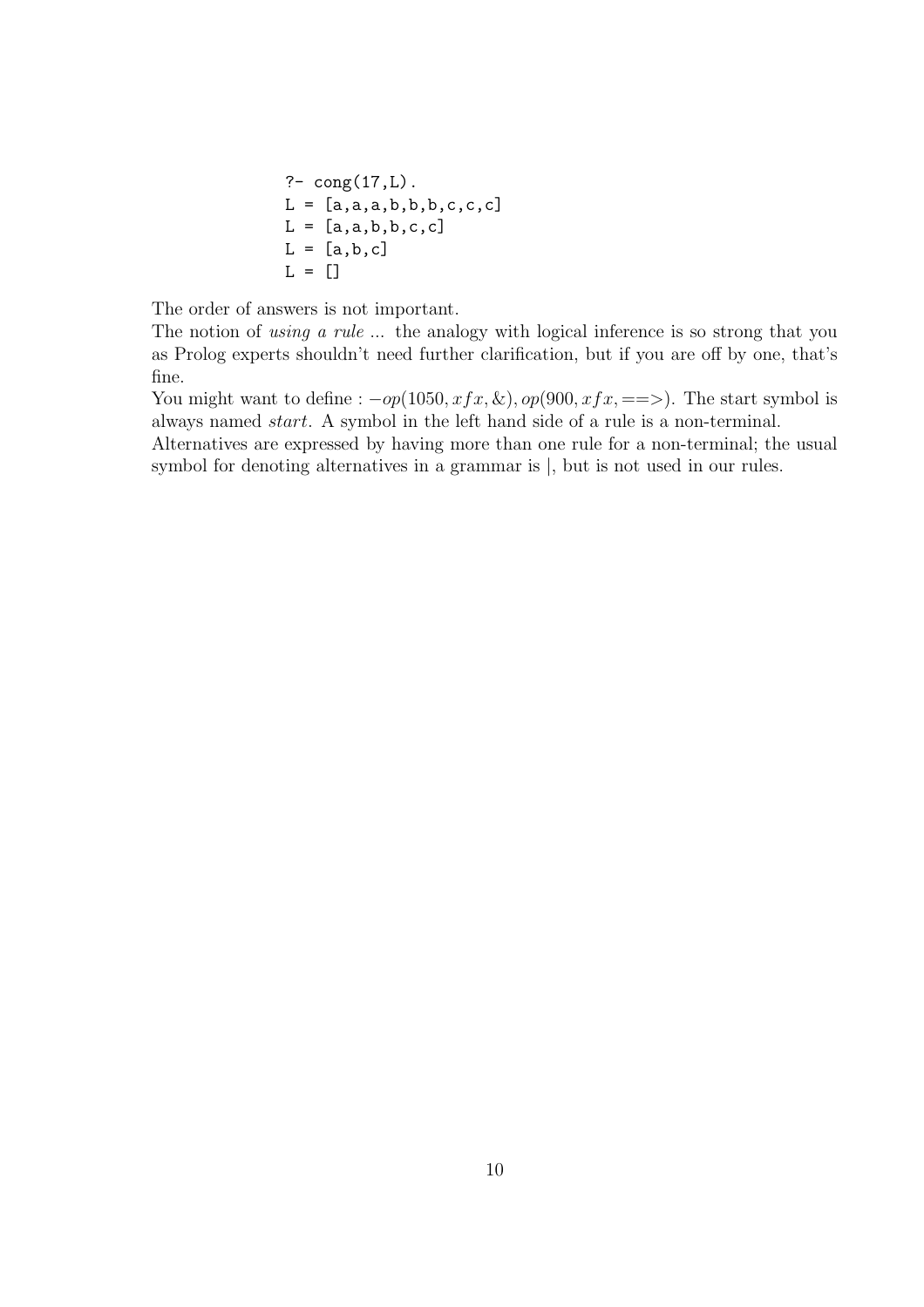```
?- cong(17,L).
L = [a,a,a,b,b,b,c,c,c]
L = [a,a,b,b,c,c]
L = [a,b,c]
L = []
```

The order of answers is not important.
The notion of *using a rule* ... the analogy with logical inference is so strong that you as Prolog experts shouldn't need further clarification, but if you are off by one, that's fine.
You might want to define : $-op(1050, xfx, \&), op(900, xfx, ==>)$. The start symbol is always named *start*. A symbol in the left hand side of a rule is a non-terminal.
Alternatives are expressed by having more than one rule for a non-terminal; the usual symbol for denoting alternatives in a grammar is |, but is not used in our rules.